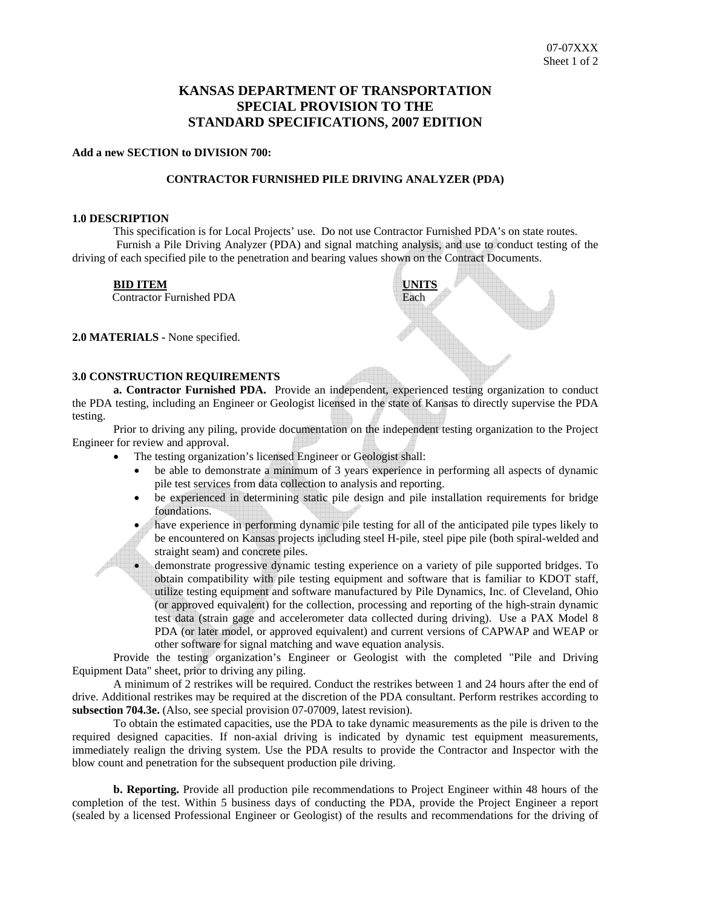# KANSAS DEPARTMENT OF TRANSPORTATION
# SPECIAL PROVISION TO THE
# STANDARD SPECIFICATIONS, 2007 EDITION

**Add a new SECTION to DIVISION 700:**

**CONTRACTOR FURNISHED PILE DRIVING ANALYZER (PDA)**

**1.0 DESCRIPTION**

This specification is for Local Projects' use. Do not use Contractor Furnished PDA's on state routes.

Furnish a Pile Driving Analyzer (PDA) and signal matching analysis, and use to conduct testing of the driving of each specified pile to the penetration and bearing values shown on the Contract Documents.

| **BID ITEM** | **UNITS** |
| --- | --- |
| Contractor Furnished PDA | Each |

**2.0 MATERIALS** - None specified.

**3.0 CONSTRUCTION REQUIREMENTS**

**a. Contractor Furnished PDA.** Provide an independent, experienced testing organization to conduct the PDA testing, including an Engineer or Geologist licensed in the state of Kansas to directly supervise the PDA testing.

Prior to driving any piling, provide documentation on the independent testing organization to the Project Engineer for review and approval.

- The testing organization's licensed Engineer or Geologist shall:
  - be able to demonstrate a minimum of 3 years experience in performing all aspects of dynamic pile test services from data collection to analysis and reporting.
  - be experienced in determining static pile design and pile installation requirements for bridge foundations.
  - have experience in performing dynamic pile testing for all of the anticipated pile types likely to be encountered on Kansas projects including steel H-pile, steel pipe pile (both spiral-welded and straight seam) and concrete piles.
  - demonstrate progressive dynamic testing experience on a variety of pile supported bridges. To obtain compatibility with pile testing equipment and software that is familiar to KDOT staff, utilize testing equipment and software manufactured by Pile Dynamics, Inc. of Cleveland, Ohio (or approved equivalent) for the collection, processing and reporting of the high-strain dynamic test data (strain gage and accelerometer data collected during driving). Use a PAX Model 8 PDA (or later model, or approved equivalent) and current versions of CAPWAP and WEAP or other software for signal matching and wave equation analysis.

Provide the testing organization's Engineer or Geologist with the completed "Pile and Driving Equipment Data" sheet, prior to driving any piling.

A minimum of 2 restrikes will be required. Conduct the restrikes between 1 and 24 hours after the end of drive. Additional restrikes may be required at the discretion of the PDA consultant. Perform restrikes according to **subsection 704.3e.** (Also, see special provision 07-07009, latest revision).

To obtain the estimated capacities, use the PDA to take dynamic measurements as the pile is driven to the required designed capacities. If non-axial driving is indicated by dynamic test equipment measurements, immediately realign the driving system. Use the PDA results to provide the Contractor and Inspector with the blow count and penetration for the subsequent production pile driving.

**b. Reporting.** Provide all production pile recommendations to Project Engineer within 48 hours of the completion of the test. Within 5 business days of conducting the PDA, provide the Project Engineer a report (sealed by a licensed Professional Engineer or Geologist) of the results and recommendations for the driving of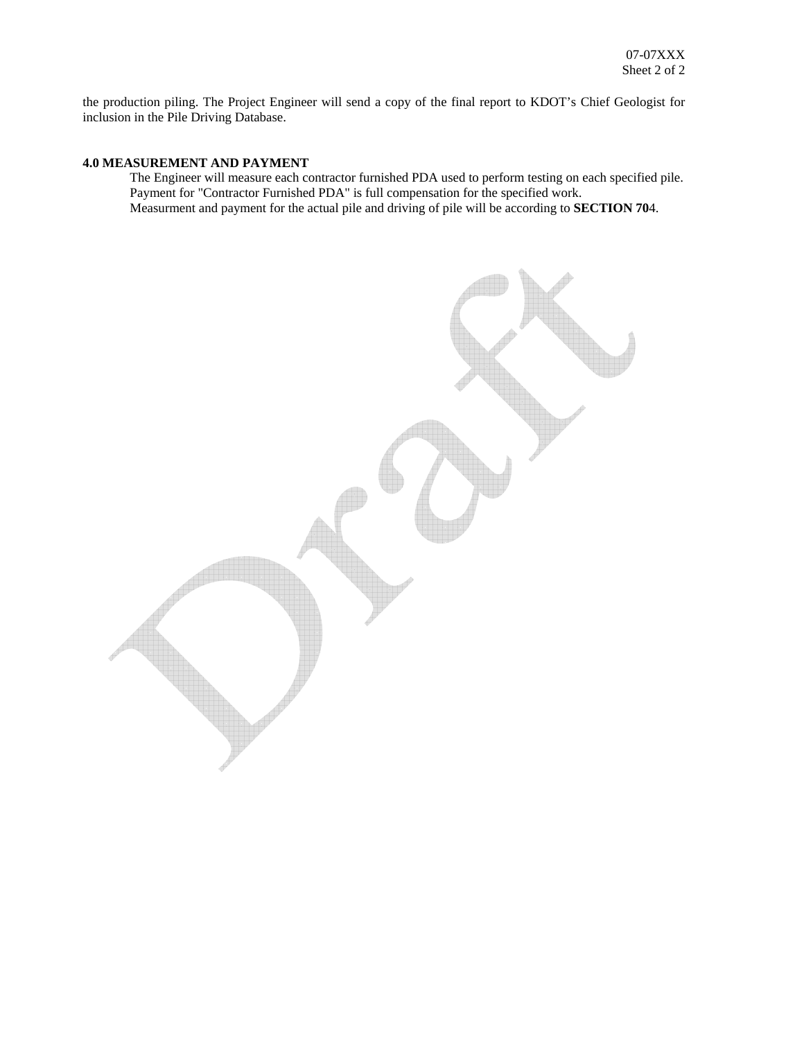the production piling. The Project Engineer will send a copy of the final report to KDOT's Chief Geologist for inclusion in the Pile Driving Database.

## 4.0 MEASUREMENT AND PAYMENT

The Engineer will measure each contractor furnished PDA used to perform testing on each specified pile. Payment for "Contractor Furnished PDA" is full compensation for the specified work.

Measurment and payment for the actual pile and driving of pile will be according to **SECTION 70**4.